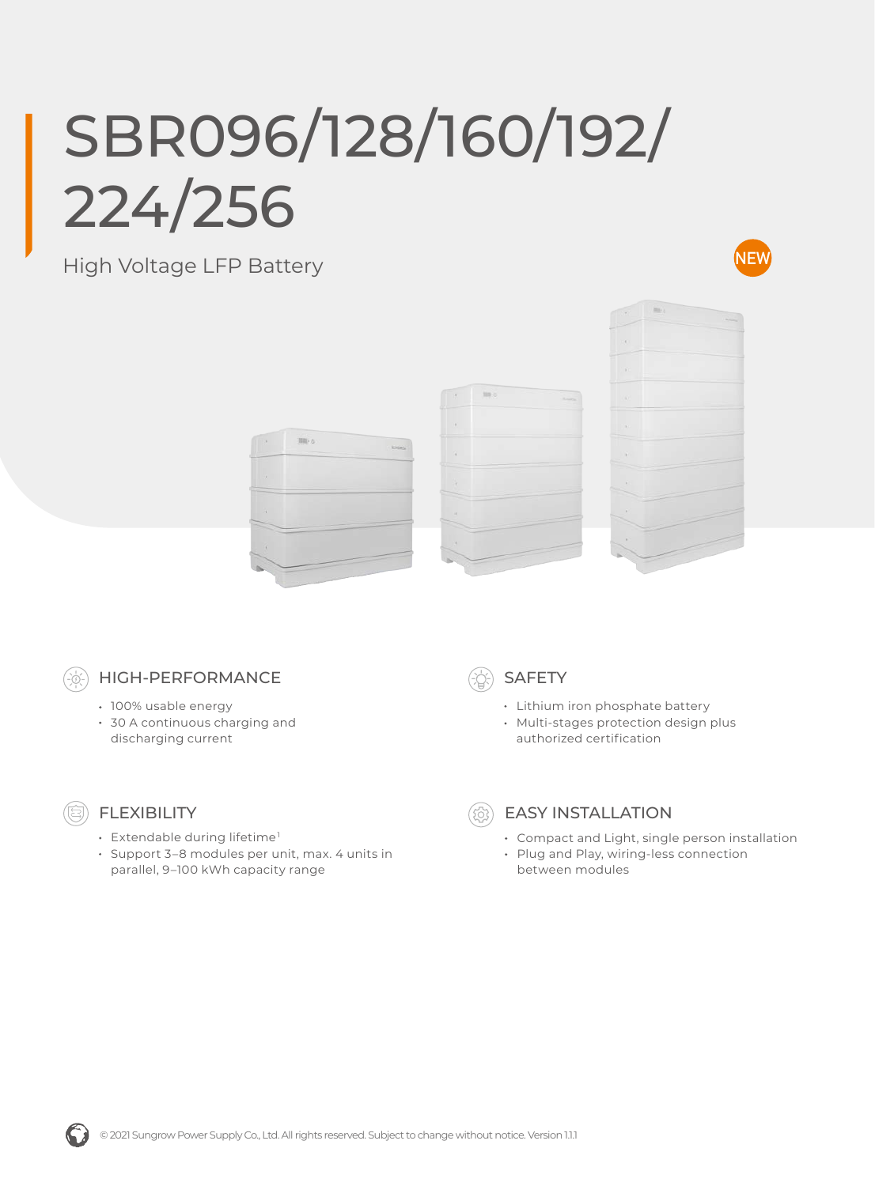# SBR096/128/160/192/224/256

High Voltage LFP Battery

NEW

## HIGH-PERFORMANCE

- 100% usable energy
- 30 A continuous charging and discharging current

## SAFETY

- Lithium iron phosphate battery
- Multi-stages protection design plus authorized certification

## FLEXIBILITY

- Extendable during lifetime[1]
- Support 3–8 modules per unit, max. 4 units in parallel, 9–100 kWh capacity range

## EASY INSTALLATION

- Compact and Light, single person installation
- Plug and Play, wiring-less connection between modules

© 2021 Sungrow Power Supply Co., Ltd. All rights reserved. Subject to change without notice. Version 1.1.1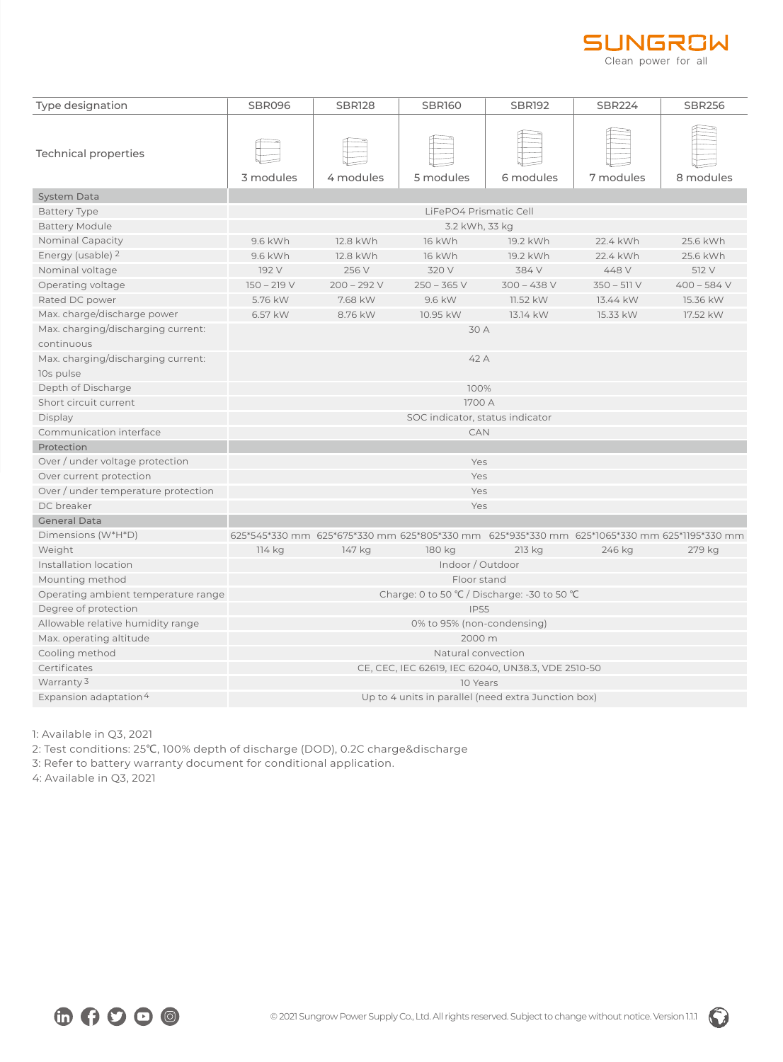| Type designation | SBR096 | SBR128 | SBR160 | SBR192 | SBR224 | SBR256 |
|---|---|---|---|---|---|---|
| Technical properties | 3 modules | 4 modules | 5 modules | 6 modules | 7 modules | 8 modules |
| **System Data** | | | | | | |
| Battery Type | LiFePO4 Prismatic Cell | | | | | |
| Battery Module | 3.2 kWh, 33 kg | | | | | |
| Nominal Capacity | 9.6 kWh | 12.8 kWh | 16 kWh | 19.2 kWh | 22.4 kWh | 25.6 kWh |
| Energy (usable) [2] | 9.6 kWh | 12.8 kWh | 16 kWh | 19.2 kWh | 22.4 kWh | 25.6 kWh |
| Nominal voltage | 192 V | 256 V | 320 V | 384 V | 448 V | 512 V |
| Operating voltage | 150 – 219 V | 200 – 292 V | 250 – 365 V | 300 – 438 V | 350 – 511 V | 400 – 584 V |
| Rated DC power | 5.76 kW | 7.68 kW | 9.6 kW | 11.52 kW | 13.44 kW | 15.36 kW |
| Max. charge/discharge power | 6.57 kW | 8.76 kW | 10.95 kW | 13.14 kW | 15.33 kW | 17.52 kW |
| Max. charging/discharging current: continuous | 30 A | | | | | |
| Max. charging/discharging current: 10s pulse | 42 A | | | | | |
| Depth of Discharge | 100% | | | | | |
| Short circuit current | 1700 A | | | | | |
| Display | SOC indicator, status indicator | | | | | |
| Communication interface | CAN | | | | | |
| **Protection** | | | | | | |
| Over / under voltage protection | Yes | | | | | |
| Over current protection | Yes | | | | | |
| Over / under temperature protection | Yes | | | | | |
| DC breaker | Yes | | | | | |
| **General Data** | | | | | | |
| Dimensions (W*H*D) | 625*545*330 mm | 625*675*330 mm | 625*805*330 mm | 625*935*330 mm | 625*1065*330 mm | 625*1195*330 mm |
| Weight | 114 kg | 147 kg | 180 kg | 213 kg | 246 kg | 279 kg |
| Installation location | Indoor / Outdoor | | | | | |
| Mounting method | Floor stand | | | | | |
| Operating ambient temperature range | Charge: 0 to 50 ℃ / Discharge: -30 to 50 ℃ | | | | | |
| Degree of protection | IP55 | | | | | |
| Allowable relative humidity range | 0% to 95% (non-condensing) | | | | | |
| Max. operating altitude | 2000 m | | | | | |
| Cooling method | Natural convection | | | | | |
| Certificates | CE, CEC, IEC 62619, IEC 62040, UN38.3, VDE 2510-50 | | | | | |
| Warranty [3] | 10 Years | | | | | |
| Expansion adaptation [4] | Up to 4 units in parallel (need extra Junction box) | | | | | |

1: Available in Q3, 2021

2: Test conditions: 25℃, 100% depth of discharge (DOD), 0.2C charge&discharge

3: Refer to battery warranty document for conditional application.

4: Available in Q3, 2021

© 2021 Sungrow Power Supply Co., Ltd. All rights reserved. Subject to change without notice. Version 1.1.1